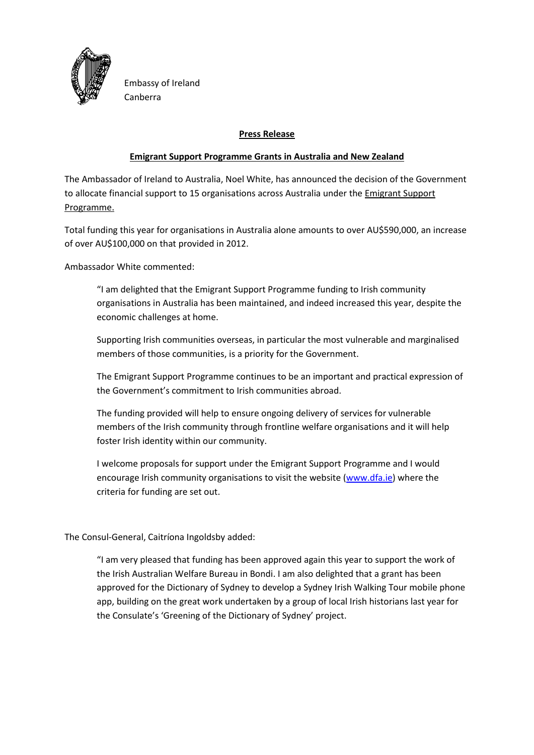Embassy of Ireland
Canberra

**Press Release**

**Emigrant Support Programme Grants in Australia and New Zealand**

The Ambassador of Ireland to Australia, Noel White, has announced the decision of the Government to allocate financial support to 15 organisations across Australia under the Emigrant Support Programme.

Total funding this year for organisations in Australia alone amounts to over AU$590,000, an increase of over AU$100,000 on that provided in 2012.

Ambassador White commented:

> "I am delighted that the Emigrant Support Programme funding to Irish community organisations in Australia has been maintained, and indeed increased this year, despite the economic challenges at home.
>
> Supporting Irish communities overseas, in particular the most vulnerable and marginalised members of those communities, is a priority for the Government.
>
> The Emigrant Support Programme continues to be an important and practical expression of the Government's commitment to Irish communities abroad.
>
> The funding provided will help to ensure ongoing delivery of services for vulnerable members of the Irish community through frontline welfare organisations and it will help foster Irish identity within our community.
>
> I welcome proposals for support under the Emigrant Support Programme and I would encourage Irish community organisations to visit the website (www.dfa.ie) where the criteria for funding are set out.

The Consul-General, Caitríona Ingoldsby added:

> "I am very pleased that funding has been approved again this year to support the work of the Irish Australian Welfare Bureau in Bondi. I am also delighted that a grant has been approved for the Dictionary of Sydney to develop a Sydney Irish Walking Tour mobile phone app, building on the great work undertaken by a group of local Irish historians last year for the Consulate's 'Greening of the Dictionary of Sydney' project.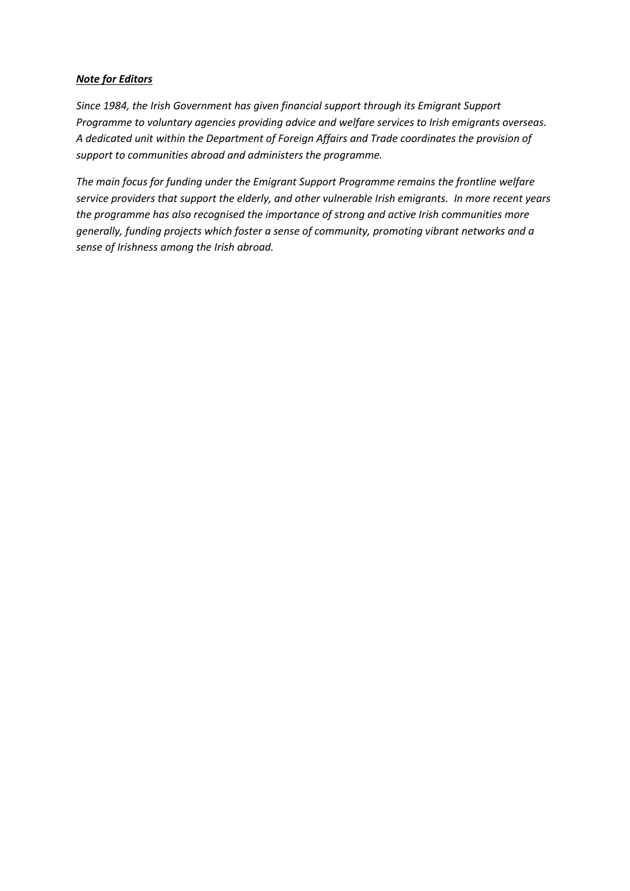***Note for Editors***

*Since 1984, the Irish Government has given financial support through its Emigrant Support Programme to voluntary agencies providing advice and welfare services to Irish emigrants overseas. A dedicated unit within the Department of Foreign Affairs and Trade coordinates the provision of support to communities abroad and administers the programme.*

*The main focus for funding under the Emigrant Support Programme remains the frontline welfare service providers that support the elderly, and other vulnerable Irish emigrants. In more recent years the programme has also recognised the importance of strong and active Irish communities more generally, funding projects which foster a sense of community, promoting vibrant networks and a sense of Irishness among the Irish abroad.*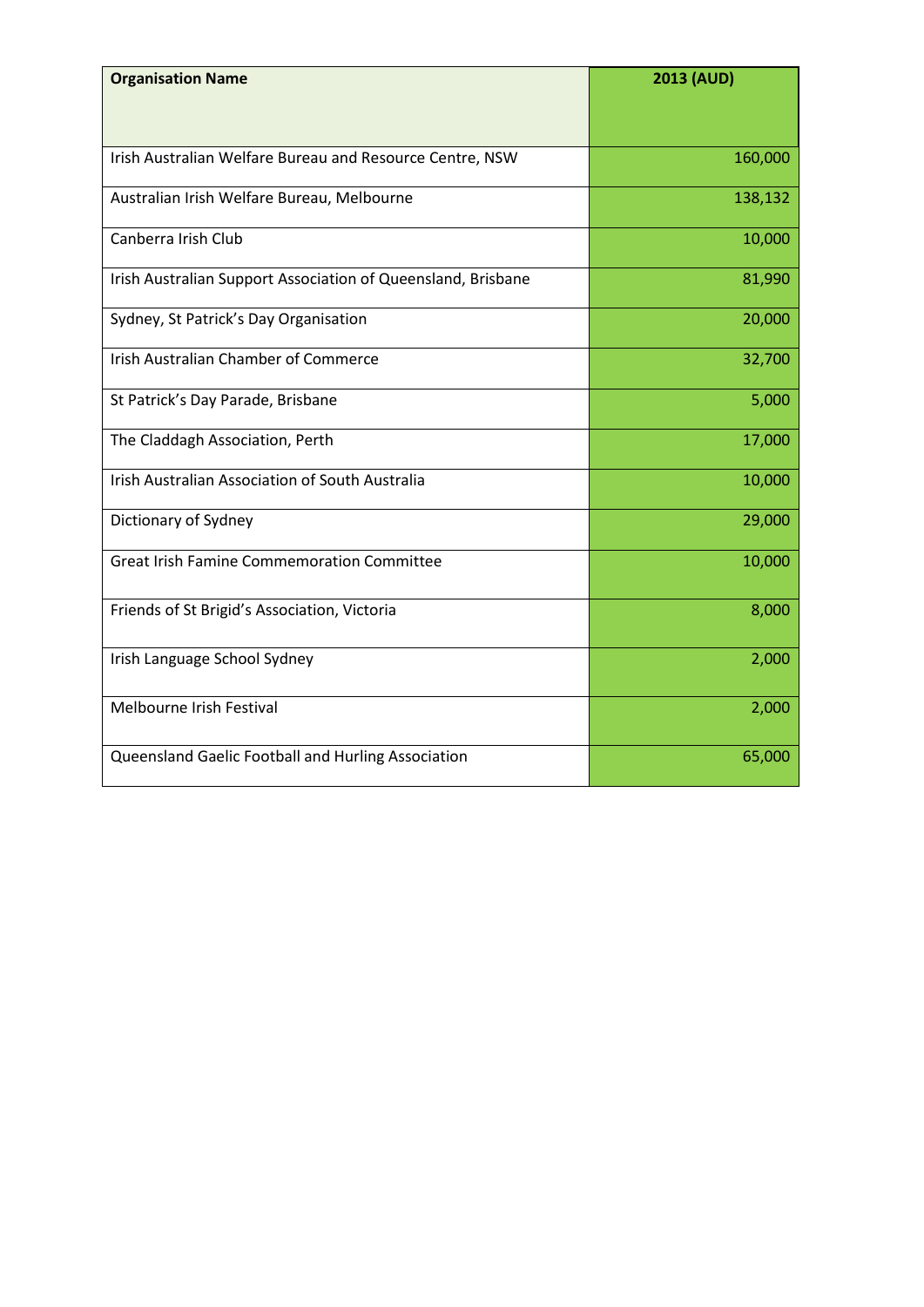| Organisation Name | 2013 (AUD) |
|---|---|
| Irish Australian Welfare Bureau and Resource Centre, NSW | 160,000 |
| Australian Irish Welfare Bureau, Melbourne | 138,132 |
| Canberra Irish Club | 10,000 |
| Irish Australian Support Association of Queensland, Brisbane | 81,990 |
| Sydney, St Patrick's Day Organisation | 20,000 |
| Irish Australian Chamber of Commerce | 32,700 |
| St Patrick's Day Parade, Brisbane | 5,000 |
| The Claddagh Association, Perth | 17,000 |
| Irish Australian Association of South Australia | 10,000 |
| Dictionary of Sydney | 29,000 |
| Great Irish Famine Commemoration Committee | 10,000 |
| Friends of St Brigid's Association, Victoria | 8,000 |
| Irish Language School Sydney | 2,000 |
| Melbourne Irish Festival | 2,000 |
| Queensland Gaelic Football and Hurling Association | 65,000 |